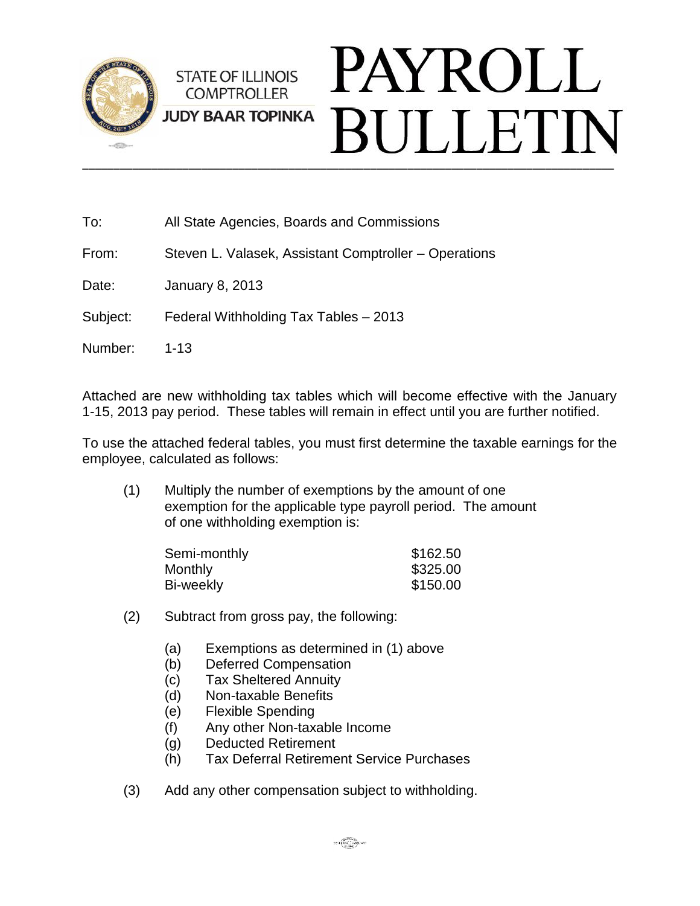STATE OF ILLINOIS
COMPTROLLER
**JUDY BAAR TOPINKA**

# PAYROLL BULLETIN

---

To: All State Agencies, Boards and Commissions

From: Steven L. Valasek, Assistant Comptroller – Operations

Date: January 8, 2013

Subject: Federal Withholding Tax Tables – 2013

Number: 1-13

Attached are new withholding tax tables which will become effective with the January 1-15, 2013 pay period. These tables will remain in effect until you are further notified.

To use the attached federal tables, you must first determine the taxable earnings for the employee, calculated as follows:

(1) Multiply the number of exemptions by the amount of one exemption for the applicable type payroll period. The amount of one withholding exemption is:

| | |
|---|---|
| Semi-monthly | $162.50 |
| Monthly | $325.00 |
| Bi-weekly | $150.00 |

(2) Subtract from gross pay, the following:

- (a) Exemptions as determined in (1) above
- (b) Deferred Compensation
- (c) Tax Sheltered Annuity
- (d) Non-taxable Benefits
- (e) Flexible Spending
- (f) Any other Non-taxable Income
- (g) Deducted Retirement
- (h) Tax Deferral Retirement Service Purchases

(3) Add any other compensation subject to withholding.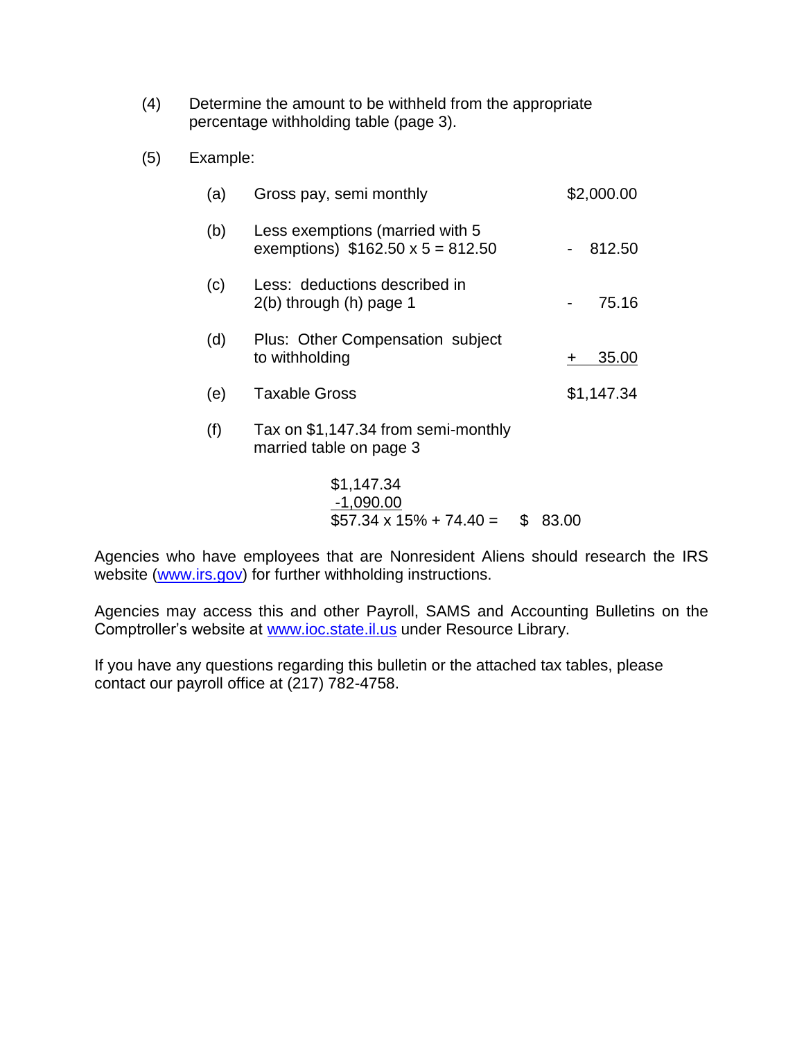(4) Determine the amount to be withheld from the appropriate percentage withholding table (page 3).

(5) Example:

| | | |
|---|---|---|
| (a) | Gross pay, semi monthly | \$2,000.00 |
| (b) | Less exemptions (married with 5 exemptions) \$162.50 x 5 = 812.50 | - 812.50 |
| (c) | Less: deductions described in 2(b) through (h) page 1 | - 75.16 |
| (d) | Plus: Other Compensation subject to withholding | + 35.00 |
| (e) | Taxable Gross | \$1,147.34 |
| (f) | Tax on \$1,147.34 from semi-monthly married table on page 3 | |

\$1,147.34
-1,090.00
\$57.34 x 15% + 74.40 = \$ 83.00

Agencies who have employees that are Nonresident Aliens should research the IRS website ([www.irs.gov](http://www.irs.gov)) for further withholding instructions.

Agencies may access this and other Payroll, SAMS and Accounting Bulletins on the Comptroller's website at [www.ioc.state.il.us](http://www.ioc.state.il.us) under Resource Library.

If you have any questions regarding this bulletin or the attached tax tables, please contact our payroll office at (217) 782-4758.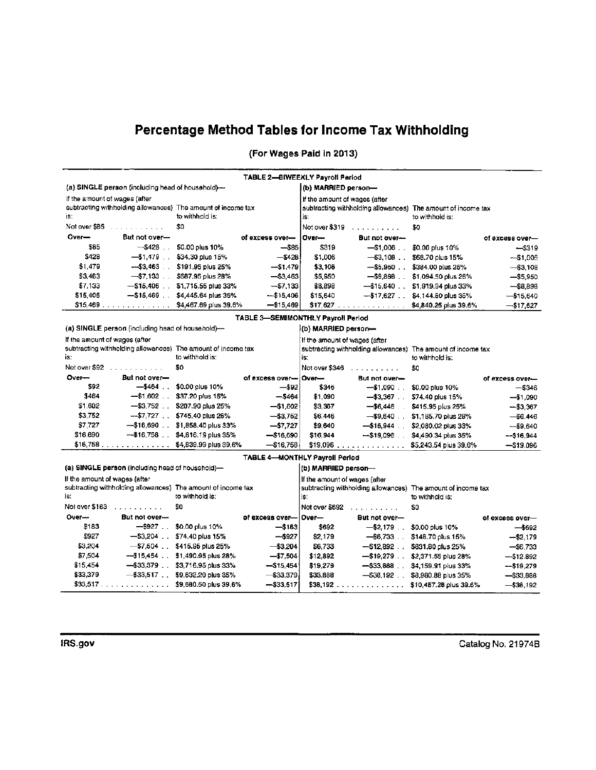# Percentage Method Tables for Income Tax Withholding

(For Wages Paid in 2013)

## TABLE 2—BIWEEKLY Payroll Period

**(a) SINGLE person (including head of household)—**

If the amount of wages (after subtracting withholding allowances) is: Not over $85 ........ The amount of income tax to withhold is: $0

| Over— | But not over— | | of excess over— |
|---|---|---|---|
| $85 | —$428 .. | $0.00 plus 10% | —$85 |
| $428 | —$1,479 .. | $34.30 plus 15% | —$428 |
| $1,479 | —$3,463 .. | $191.95 plus 25% | —$1,479 |
| $3,463 | —$7,133 .. | $687.95 plus 28% | —$3,463 |
| $7,133 | —$15,406 .. | $1,715.55 plus 33% | —$7,133 |
| $15,406 | —$15,469 .. | $4,445.64 plus 35% | —$15,406 |
| $15,469 .............. | | $4,467.69 plus 39.6% | —$15,469 |

**(b) MARRIED person—**

If the amount of wages (after subtracting withholding allowances) is: Not over $319 ........ The amount of income tax to withhold is: $0

| Over— | But not over— | | of excess over— |
|---|---|---|---|
| $319 | —$1,006 .. | $0.00 plus 10% | —$319 |
| $1,006 | —$3,108 .. | $68.70 plus 15% | —$1,006 |
| $3,108 | —$5,950 .. | $384.00 plus 25% | —$3,108 |
| $5,950 | —$8,898 .. | $1,094.50 plus 28% | —$5,950 |
| $8,898 | —$15,640 .. | $1,919.94 plus 33% | —$8,898 |
| $15,640 | —$17,627 .. | $4,144.80 plus 35% | —$15,640 |
| $17,627 .............. | | $4,840.25 plus 39.6% | —$17,627 |

## TABLE 3—SEMIMONTHLY Payroll Period

**(a) SINGLE person (including head of household)—**

If the amount of wages (after subtracting withholding allowances) is: Not over $92 ........ The amount of income tax to withhold is: $0

| Over— | But not over— | | of excess over— |
|---|---|---|---|
| $92 | —$464 .. | $0.00 plus 10% | —$92 |
| $464 | —$1,602 .. | $37.20 plus 15% | —$464 |
| $1,602 | —$3,752 .. | $207.90 plus 25% | —$1,602 |
| $3,752 | —$7,727 .. | $745.40 plus 28% | —$3,752 |
| $7,727 | —$16,690 .. | $1,858.40 plus 33% | —$7,727 |
| $16,690 | —$16,758 .. | $4,816.19 plus 35% | —$16,690 |
| $16,758 .............. | | $4,839.99 plus 39.6% | —$16,758 |

**(b) MARRIED person—**

If the amount of wages (after subtracting withholding allowances) is: Not over $346 ........ The amount of income tax to withhold is: $0

| Over— | But not over— | | of excess over— |
|---|---|---|---|
| $346 | —$1,090 .. | $0.00 plus 10% | —$346 |
| $1,090 | —$3,367 .. | $74.40 plus 15% | —$1,090 |
| $3,367 | —$6,446 .. | $415.95 plus 25% | —$3,367 |
| $6,446 | —$9,640 .. | $1,185.70 plus 28% | —$6,446 |
| $9,640 | —$16,944 .. | $2,080.02 plus 33% | —$9,640 |
| $16,944 | —$19,096 .. | $4,490.34 plus 35% | —$16,944 |
| $19,096 .............. | | $5,243.54 plus 39.6% | —$19,096 |

## TABLE 4—MONTHLY Payroll Period

**(a) SINGLE person (including head of household)—**

If the amount of wages (after subtracting withholding allowances) is: Not over $183 ........ The amount of income tax to withhold is: $0

| Over— | But not over— | | of excess over— |
|---|---|---|---|
| $183 | —$927 .. | $0.00 plus 10% | —$183 |
| $927 | —$3,204 .. | $74.40 plus 15% | —$927 |
| $3,204 | —$7,504 .. | $415.95 plus 25% | —$3,204 |
| $7,504 | —$15,454 .. | $1,490.95 plus 28% | —$7,504 |
| $15,454 | —$33,379 .. | $3,716.95 plus 33% | —$15,454 |
| $33,379 | —$33,517 .. | $9,632.20 plus 35% | —$33,379 |
| $33,517 .............. | | $9,680.50 plus 39.6% | —$33,517 |

**(b) MARRIED person—**

If the amount of wages (after subtracting withholding allowances) is: Not over $692 ........ The amount of income tax to withhold is: $0

| Over— | But not over— | | of excess over— |
|---|---|---|---|
| $692 | —$2,179 .. | $0.00 plus 10% | —$692 |
| $2,179 | —$6,733 .. | $148.70 plus 15% | —$2,179 |
| $6,733 | —$12,892 .. | $831.80 plus 25% | —$6,733 |
| $12,892 | —$19,279 .. | $2,371.55 plus 28% | —$12,892 |
| $19,279 | —$33,888 .. | $4,159.91 plus 33% | —$19,279 |
| $33,888 | —$38,192 .. | $8,980.88 plus 35% | —$33,888 |
| $38,192 .............. | | $10,487.28 plus 39.6% | —$38,192 |

IRS.gov

Catalog No. 21974B